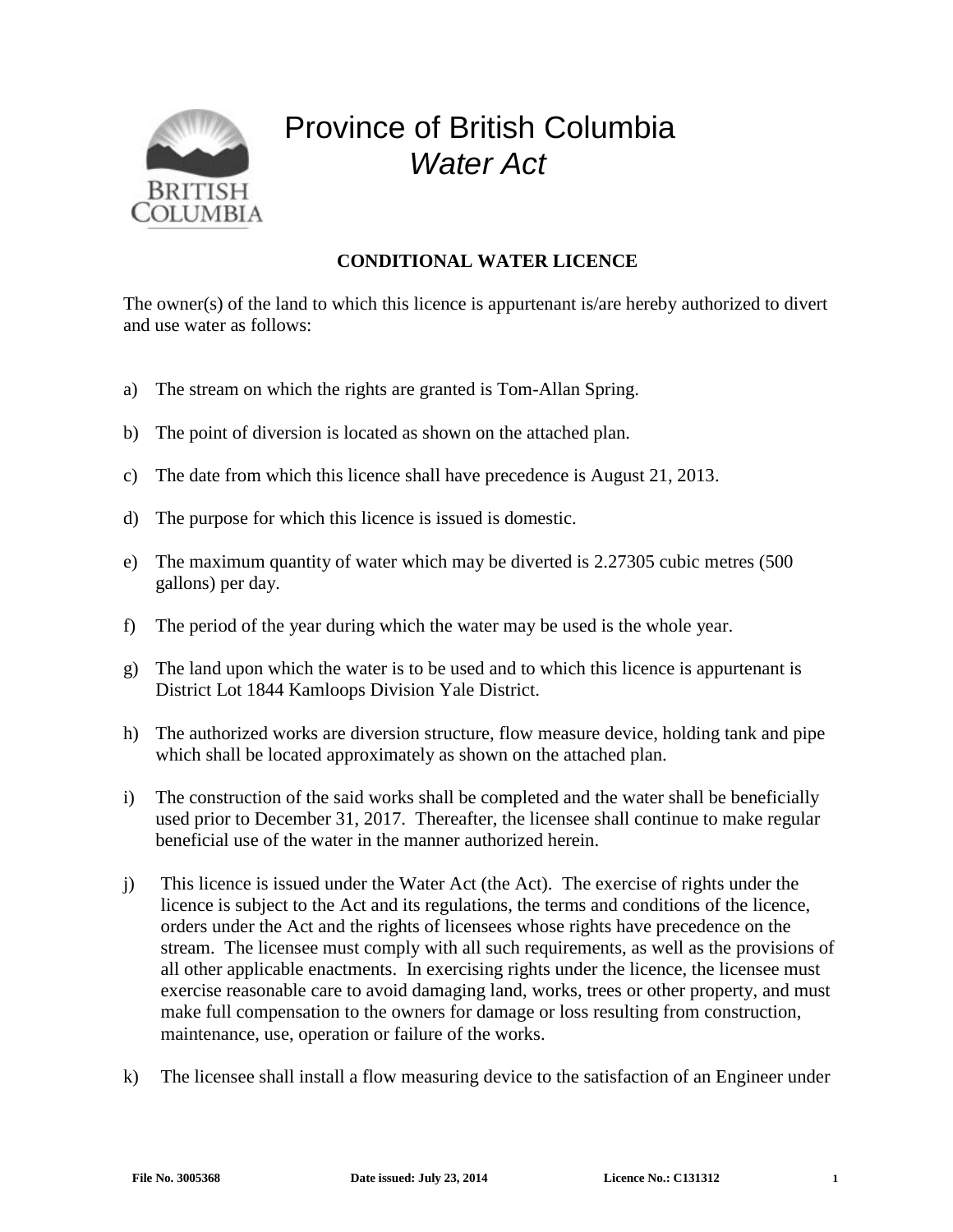# Province of British Columbia
## *Water Act*

**CONDITIONAL WATER LICENCE**

The owner(s) of the land to which this licence is appurtenant is/are hereby authorized to divert and use water as follows:

a) The stream on which the rights are granted is Tom-Allan Spring.

b) The point of diversion is located as shown on the attached plan.

c) The date from which this licence shall have precedence is August 21, 2013.

d) The purpose for which this licence is issued is domestic.

e) The maximum quantity of water which may be diverted is 2.27305 cubic metres (500 gallons) per day.

f) The period of the year during which the water may be used is the whole year.

g) The land upon which the water is to be used and to which this licence is appurtenant is District Lot 1844 Kamloops Division Yale District.

h) The authorized works are diversion structure, flow measure device, holding tank and pipe which shall be located approximately as shown on the attached plan.

i) The construction of the said works shall be completed and the water shall be beneficially used prior to December 31, 2017. Thereafter, the licensee shall continue to make regular beneficial use of the water in the manner authorized herein.

j) This licence is issued under the Water Act (the Act). The exercise of rights under the licence is subject to the Act and its regulations, the terms and conditions of the licence, orders under the Act and the rights of licensees whose rights have precedence on the stream. The licensee must comply with all such requirements, as well as the provisions of all other applicable enactments. In exercising rights under the licence, the licensee must exercise reasonable care to avoid damaging land, works, trees or other property, and must make full compensation to the owners for damage or loss resulting from construction, maintenance, use, operation or failure of the works.

k) The licensee shall install a flow measuring device to the satisfaction of an Engineer under

File No. 3005368 Date issued: July 23, 2014 Licence No.: C131312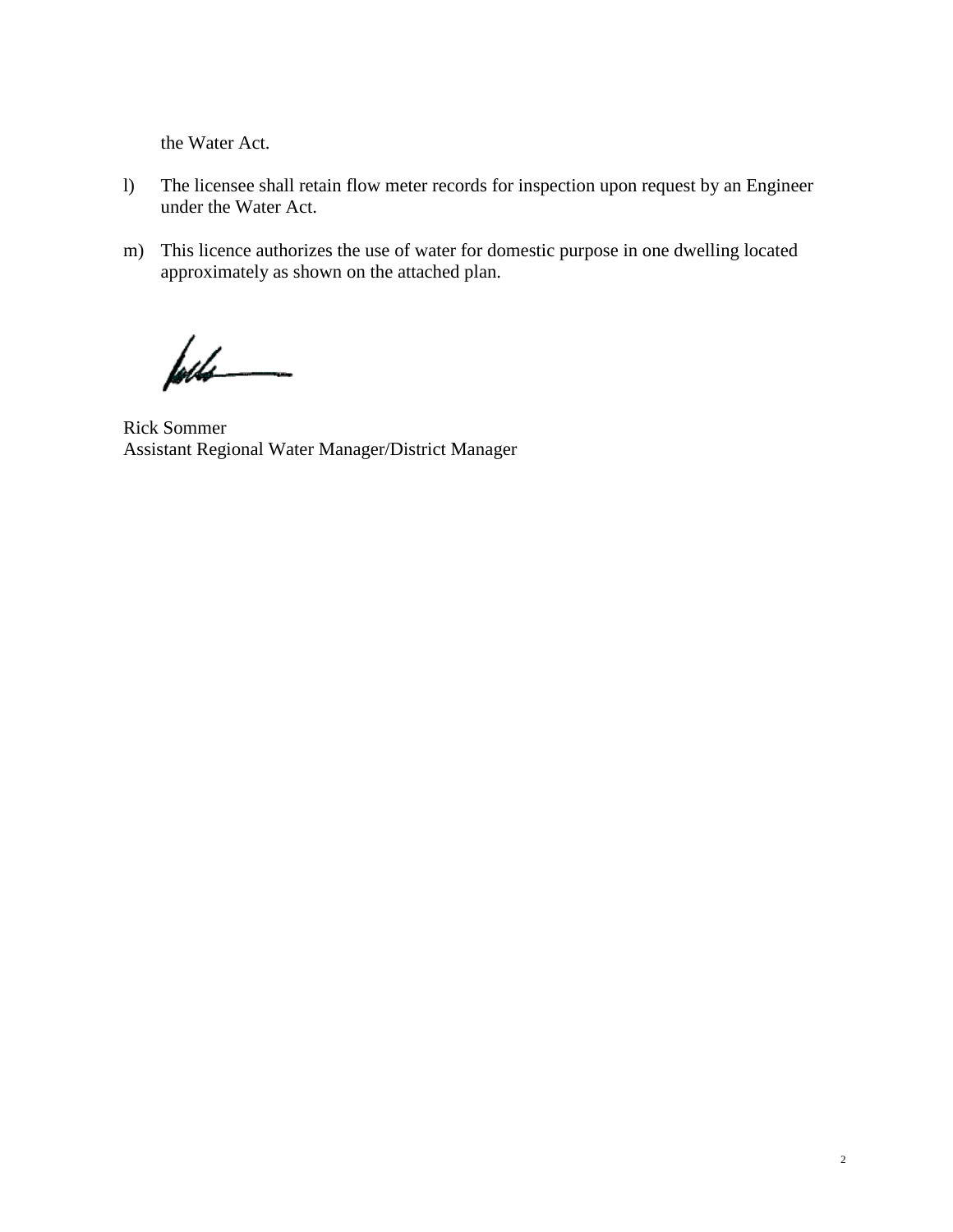the Water Act.

l) The licensee shall retain flow meter records for inspection upon request by an Engineer under the Water Act.

m) This licence authorizes the use of water for domestic purpose in one dwelling located approximately as shown on the attached plan.

Rick Sommer
Assistant Regional Water Manager/District Manager